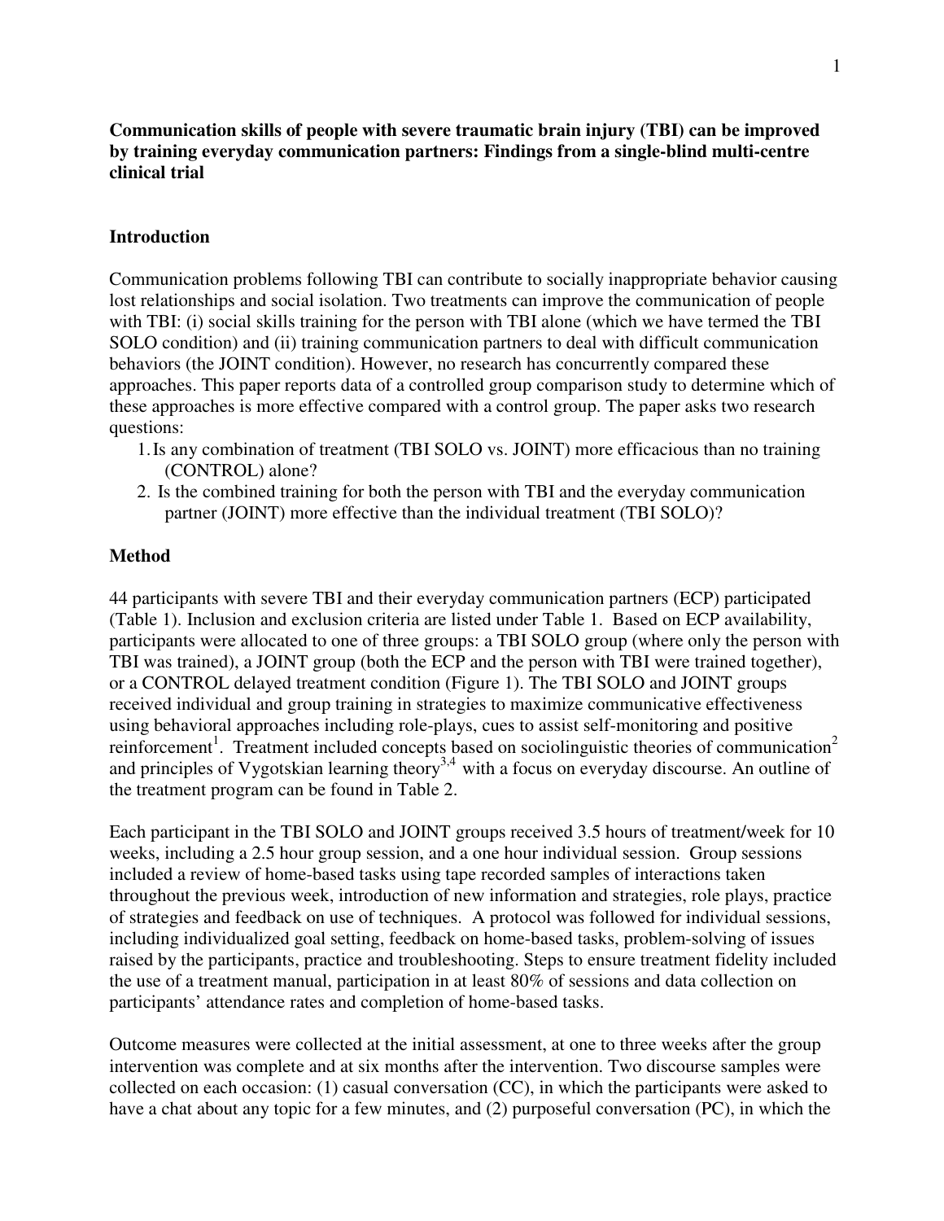**Communication skills of people with severe traumatic brain injury (TBI) can be improved by training everyday communication partners: Findings from a single-blind multi-centre clinical trial**

## Introduction

Communication problems following TBI can contribute to socially inappropriate behavior causing lost relationships and social isolation. Two treatments can improve the communication of people with TBI: (i) social skills training for the person with TBI alone (which we have termed the TBI SOLO condition) and (ii) training communication partners to deal with difficult communication behaviors (the JOINT condition). However, no research has concurrently compared these approaches. This paper reports data of a controlled group comparison study to determine which of these approaches is more effective compared with a control group. The paper asks two research questions:

1. Is any combination of treatment (TBI SOLO vs. JOINT) more efficacious than no training (CONTROL) alone?
2. Is the combined training for both the person with TBI and the everyday communication partner (JOINT) more effective than the individual treatment (TBI SOLO)?

## Method

44 participants with severe TBI and their everyday communication partners (ECP) participated (Table 1). Inclusion and exclusion criteria are listed under Table 1. Based on ECP availability, participants were allocated to one of three groups: a TBI SOLO group (where only the person with TBI was trained), a JOINT group (both the ECP and the person with TBI were trained together), or a CONTROL delayed treatment condition (Figure 1). The TBI SOLO and JOINT groups received individual and group training in strategies to maximize communicative effectiveness using behavioral approaches including role-plays, cues to assist self-monitoring and positive reinforcement[1]. Treatment included concepts based on sociolinguistic theories of communication[2] and principles of Vygotskian learning theory[3,4] with a focus on everyday discourse. An outline of the treatment program can be found in Table 2.

Each participant in the TBI SOLO and JOINT groups received 3.5 hours of treatment/week for 10 weeks, including a 2.5 hour group session, and a one hour individual session. Group sessions included a review of home-based tasks using tape recorded samples of interactions taken throughout the previous week, introduction of new information and strategies, role plays, practice of strategies and feedback on use of techniques. A protocol was followed for individual sessions, including individualized goal setting, feedback on home-based tasks, problem-solving of issues raised by the participants, practice and troubleshooting. Steps to ensure treatment fidelity included the use of a treatment manual, participation in at least 80% of sessions and data collection on participants' attendance rates and completion of home-based tasks.

Outcome measures were collected at the initial assessment, at one to three weeks after the group intervention was complete and at six months after the intervention. Two discourse samples were collected on each occasion: (1) casual conversation (CC), in which the participants were asked to have a chat about any topic for a few minutes, and (2) purposeful conversation (PC), in which the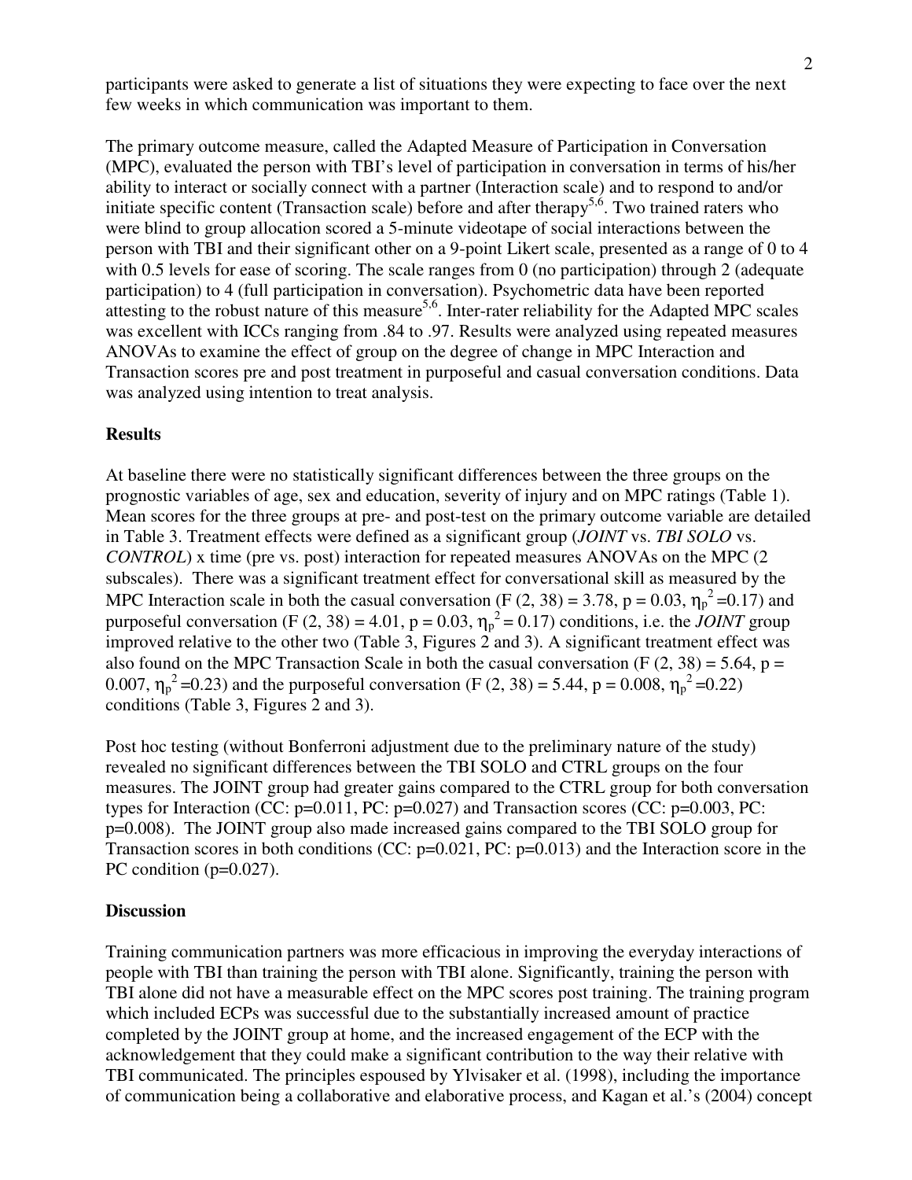participants were asked to generate a list of situations they were expecting to face over the next few weeks in which communication was important to them.

The primary outcome measure, called the Adapted Measure of Participation in Conversation (MPC), evaluated the person with TBI's level of participation in conversation in terms of his/her ability to interact or socially connect with a partner (Interaction scale) and to respond to and/or initiate specific content (Transaction scale) before and after therapy[5,6]. Two trained raters who were blind to group allocation scored a 5-minute videotape of social interactions between the person with TBI and their significant other on a 9-point Likert scale, presented as a range of 0 to 4 with 0.5 levels for ease of scoring. The scale ranges from 0 (no participation) through 2 (adequate participation) to 4 (full participation in conversation). Psychometric data have been reported attesting to the robust nature of this measure[5,6]. Inter-rater reliability for the Adapted MPC scales was excellent with ICCs ranging from .84 to .97. Results were analyzed using repeated measures ANOVAs to examine the effect of group on the degree of change in MPC Interaction and Transaction scores pre and post treatment in purposeful and casual conversation conditions. Data was analyzed using intention to treat analysis.

**Results**

At baseline there were no statistically significant differences between the three groups on the prognostic variables of age, sex and education, severity of injury and on MPC ratings (Table 1). Mean scores for the three groups at pre- and post-test on the primary outcome variable are detailed in Table 3. Treatment effects were defined as a significant group (*JOINT* vs. *TBI SOLO* vs. *CONTROL*) x time (pre vs. post) interaction for repeated measures ANOVAs on the MPC (2 subscales). There was a significant treatment effect for conversational skill as measured by the MPC Interaction scale in both the casual conversation ($F(2, 38) = 3.78$, $p = 0.03$, $\eta_p^2 = 0.17$) and purposeful conversation ($F(2, 38) = 4.01$, $p = 0.03$, $\eta_p^2 = 0.17$) conditions, i.e. the *JOINT* group improved relative to the other two (Table 3, Figures 2 and 3). A significant treatment effect was also found on the MPC Transaction Scale in both the casual conversation ($F(2, 38) = 5.64$, $p = 0.007$, $\eta_p^2 = 0.23$) and the purposeful conversation ($F(2, 38) = 5.44$, $p = 0.008$, $\eta_p^2 = 0.22$) conditions (Table 3, Figures 2 and 3).

Post hoc testing (without Bonferroni adjustment due to the preliminary nature of the study) revealed no significant differences between the TBI SOLO and CTRL groups on the four measures. The JOINT group had greater gains compared to the CTRL group for both conversation types for Interaction (CC: p=0.011, PC: p=0.027) and Transaction scores (CC: p=0.003, PC: p=0.008). The JOINT group also made increased gains compared to the TBI SOLO group for Transaction scores in both conditions (CC: p=0.021, PC: p=0.013) and the Interaction score in the PC condition (p=0.027).

**Discussion**

Training communication partners was more efficacious in improving the everyday interactions of people with TBI than training the person with TBI alone. Significantly, training the person with TBI alone did not have a measurable effect on the MPC scores post training. The training program which included ECPs was successful due to the substantially increased amount of practice completed by the JOINT group at home, and the increased engagement of the ECP with the acknowledgement that they could make a significant contribution to the way their relative with TBI communicated. The principles espoused by Ylvisaker et al. (1998), including the importance of communication being a collaborative and elaborative process, and Kagan et al.'s (2004) concept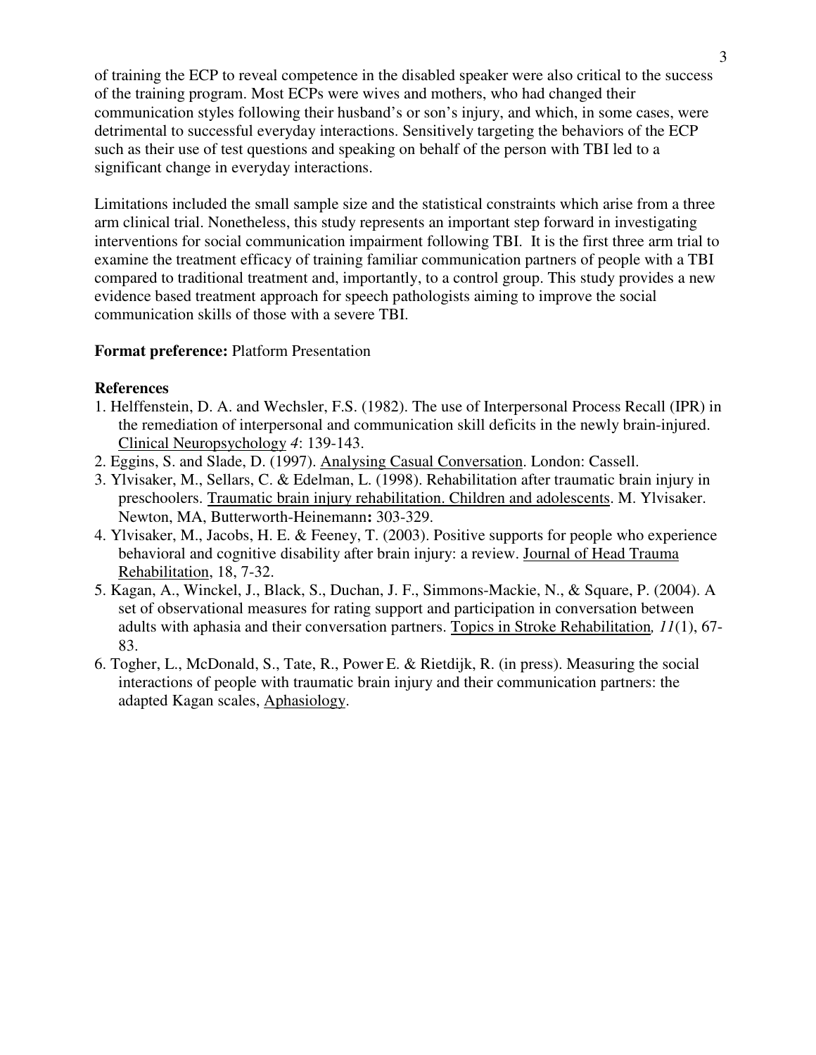of training the ECP to reveal competence in the disabled speaker were also critical to the success of the training program. Most ECPs were wives and mothers, who had changed their communication styles following their husband's or son's injury, and which, in some cases, were detrimental to successful everyday interactions. Sensitively targeting the behaviors of the ECP such as their use of test questions and speaking on behalf of the person with TBI led to a significant change in everyday interactions.

Limitations included the small sample size and the statistical constraints which arise from a three arm clinical trial. Nonetheless, this study represents an important step forward in investigating interventions for social communication impairment following TBI. It is the first three arm trial to examine the treatment efficacy of training familiar communication partners of people with a TBI compared to traditional treatment and, importantly, to a control group. This study provides a new evidence based treatment approach for speech pathologists aiming to improve the social communication skills of those with a severe TBI.

**Format preference:** Platform Presentation

**References**

1. Helffenstein, D. A. and Wechsler, F.S. (1982). The use of Interpersonal Process Recall (IPR) in the remediation of interpersonal and communication skill deficits in the newly brain-injured. Clinical Neuropsychology *4*: 139-143.
2. Eggins, S. and Slade, D. (1997). Analysing Casual Conversation. London: Cassell.
3. Ylvisaker, M., Sellars, C. & Edelman, L. (1998). Rehabilitation after traumatic brain injury in preschoolers. Traumatic brain injury rehabilitation. Children and adolescents. M. Ylvisaker. Newton, MA, Butterworth-Heinemann**:** 303-329.
4. Ylvisaker, M., Jacobs, H. E. & Feeney, T. (2003). Positive supports for people who experience behavioral and cognitive disability after brain injury: a review. Journal of Head Trauma Rehabilitation, 18, 7-32.
5. Kagan, A., Winckel, J., Black, S., Duchan, J. F., Simmons-Mackie, N., & Square, P. (2004). A set of observational measures for rating support and participation in conversation between adults with aphasia and their conversation partners. Topics in Stroke Rehabilitation*, 11*(1), 67-83.
6. Togher, L., McDonald, S., Tate, R., Power E. & Rietdijk, R. (in press). Measuring the social interactions of people with traumatic brain injury and their communication partners: the adapted Kagan scales, Aphasiology.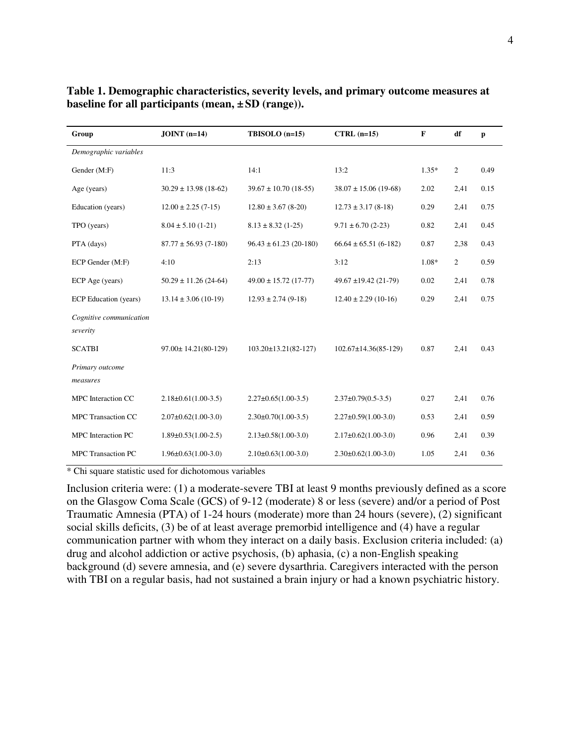**Table 1. Demographic characteristics, severity levels, and primary outcome measures at baseline for all participants (mean, ± SD (range)).**

| Group | JOINT (n=14) | TBISOLO (n=15) | CTRL (n=15) | F | df | p |
|---|---|---|---|---|---|---|
| *Demographic variables* | | | | | | |
| Gender (M:F) | 11:3 | 14:1 | 13:2 | 1.35* | 2 | 0.49 |
| Age (years) | 30.29 ± 13.98 (18-62) | 39.67 ± 10.70 (18-55) | 38.07 ± 15.06 (19-68) | 2.02 | 2,41 | 0.15 |
| Education (years) | 12.00 ± 2.25 (7-15) | 12.80 ± 3.67 (8-20) | 12.73 ± 3.17 (8-18) | 0.29 | 2,41 | 0.75 |
| TPO (years) | 8.04 ± 5.10 (1-21) | 8.13 ± 8.32 (1-25) | 9.71 ± 6.70 (2-23) | 0.82 | 2,41 | 0.45 |
| PTA (days) | 87.77 ± 56.93 (7-180) | 96.43 ± 61.23 (20-180) | 66.64 ± 65.51 (6-182) | 0.87 | 2,38 | 0.43 |
| ECP Gender (M:F) | 4:10 | 2:13 | 3:12 | 1.08* | 2 | 0.59 |
| ECP Age (years) | 50.29 ± 11.26 (24-64) | 49.00 ± 15.72 (17-77) | 49.67 ±19.42 (21-79) | 0.02 | 2,41 | 0.78 |
| ECP Education (years) | 13.14 ± 3.06 (10-19) | 12.93 ± 2.74 (9-18) | 12.40 ± 2.29 (10-16) | 0.29 | 2,41 | 0.75 |
| *Cognitive communication severity* | | | | | | |
| SCATBI | 97.00± 14.21(80-129) | 103.20±13.21(82-127) | 102.67±14.36(85-129) | 0.87 | 2,41 | 0.43 |
| *Primary outcome measures* | | | | | | |
| MPC Interaction CC | 2.18±0.61(1.00-3.5) | 2.27±0.65(1.00-3.5) | 2.37±0.79(0.5-3.5) | 0.27 | 2,41 | 0.76 |
| MPC Transaction CC | 2.07±0.62(1.00-3.0) | 2.30±0.70(1.00-3.5) | 2.27±0.59(1.00-3.0) | 0.53 | 2,41 | 0.59 |
| MPC Interaction PC | 1.89±0.53(1.00-2.5) | 2.13±0.58(1.00-3.0) | 2.17±0.62(1.00-3.0) | 0.96 | 2,41 | 0.39 |
| MPC Transaction PC | 1.96±0.63(1.00-3.0) | 2.10±0.63(1.00-3.0) | 2.30±0.62(1.00-3.0) | 1.05 | 2,41 | 0.36 |

\* Chi square statistic used for dichotomous variables

Inclusion criteria were: (1) a moderate-severe TBI at least 9 months previously defined as a score on the Glasgow Coma Scale (GCS) of 9-12 (moderate) 8 or less (severe) and/or a period of Post Traumatic Amnesia (PTA) of 1-24 hours (moderate) more than 24 hours (severe), (2) significant social skills deficits, (3) be of at least average premorbid intelligence and (4) have a regular communication partner with whom they interact on a daily basis. Exclusion criteria included: (a) drug and alcohol addiction or active psychosis, (b) aphasia, (c) a non-English speaking background (d) severe amnesia, and (e) severe dysarthria. Caregivers interacted with the person with TBI on a regular basis, had not sustained a brain injury or had a known psychiatric history.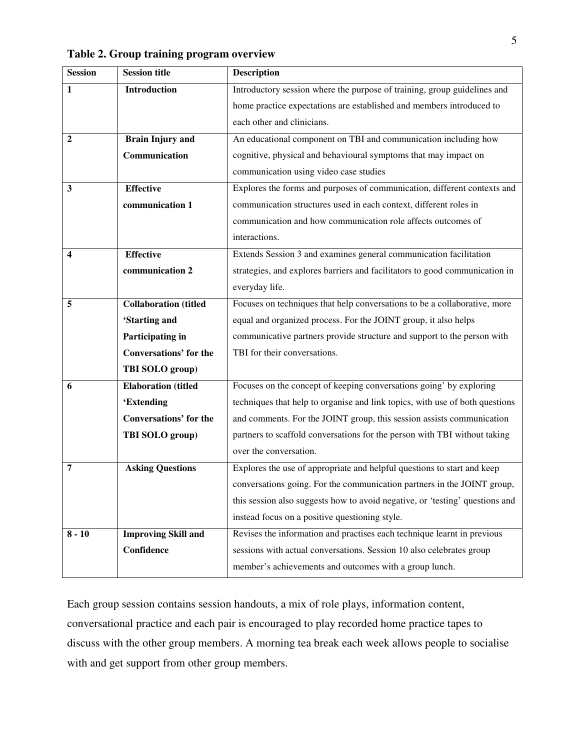**Table 2. Group training program overview**

| Session | Session title | Description |
|---|---|---|
| 1 | **Introduction** | Introductory session where the purpose of training, group guidelines and home practice expectations are established and members introduced to each other and clinicians. |
| 2 | **Brain Injury and Communication** | An educational component on TBI and communication including how cognitive, physical and behavioural symptoms that may impact on communication using video case studies |
| 3 | **Effective communication 1** | Explores the forms and purposes of communication, different contexts and communication structures used in each context, different roles in communication and how communication role affects outcomes of interactions. |
| 4 | **Effective communication 2** | Extends Session 3 and examines general communication facilitation strategies, and explores barriers and facilitators to good communication in everyday life. |
| 5 | **Collaboration (titled 'Starting and Participating in Conversations' for the TBI SOLO group)** | Focuses on techniques that help conversations to be a collaborative, more equal and organized process. For the JOINT group, it also helps communicative partners provide structure and support to the person with TBI for their conversations. |
| 6 | **Elaboration (titled 'Extending Conversations' for the TBI SOLO group)** | Focuses on the concept of keeping conversations going' by exploring techniques that help to organise and link topics, with use of both questions and comments. For the JOINT group, this session assists communication partners to scaffold conversations for the person with TBI without taking over the conversation. |
| 7 | **Asking Questions** | Explores the use of appropriate and helpful questions to start and keep conversations going. For the communication partners in the JOINT group, this session also suggests how to avoid negative, or 'testing' questions and instead focus on a positive questioning style. |
| 8 - 10 | **Improving Skill and Confidence** | Revises the information and practises each technique learnt in previous sessions with actual conversations. Session 10 also celebrates group member's achievements and outcomes with a group lunch. |

Each group session contains session handouts, a mix of role plays, information content, conversational practice and each pair is encouraged to play recorded home practice tapes to discuss with the other group members. A morning tea break each week allows people to socialise with and get support from other group members.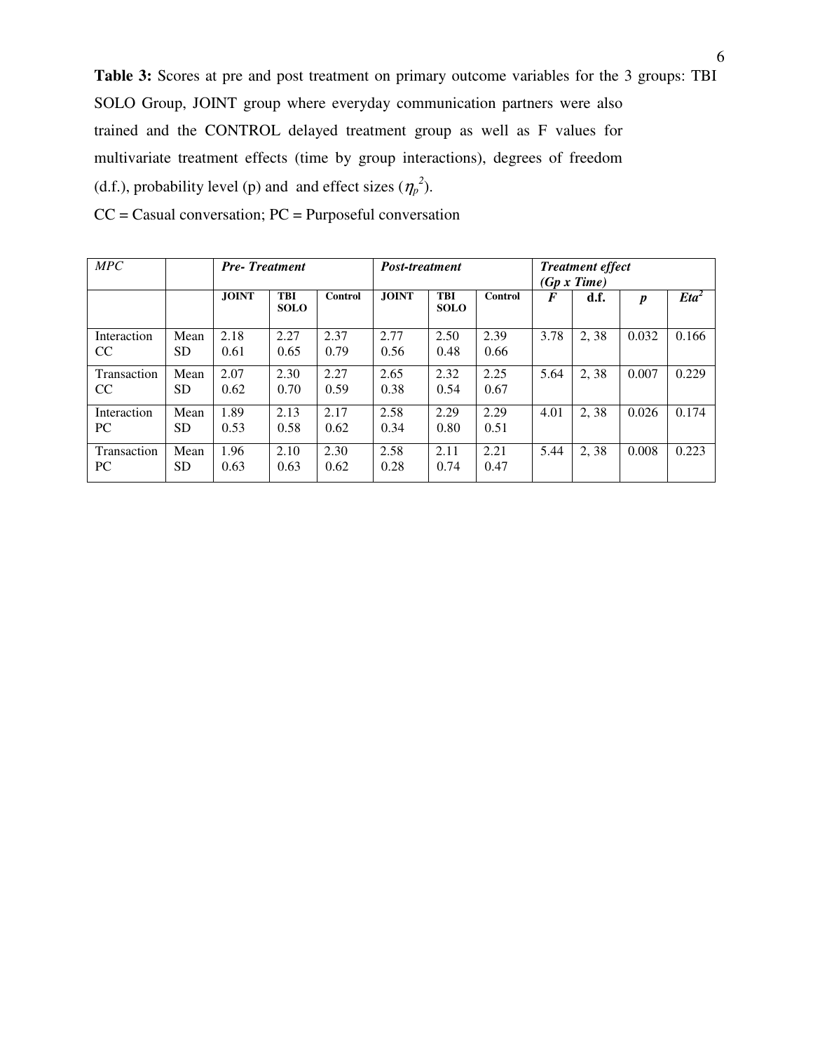**Table 3:** Scores at pre and post treatment on primary outcome variables for the 3 groups: TBI SOLO Group, JOINT group where everyday communication partners were also trained and the CONTROL delayed treatment group as well as F values for multivariate treatment effects (time by group interactions), degrees of freedom (d.f.), probability level (p) and and effect sizes ($\eta_p^{\,2}$).

CC = Casual conversation; PC = Purposeful conversation

| *MPC* | | ***Pre- Treatment*** | | | ***Post-treatment*** | | | ***Treatment effect (Gp x Time)*** | | | |
|---|---|---|---|---|---|---|---|---|---|---|---|
| | | **JOINT** | **TBI SOLO** | **Control** | **JOINT** | **TBI SOLO** | **Control** | ***F*** | **d.f.** | ***p*** | ***Eta²*** |
| Interaction CC | Mean SD | 2.18 0.61 | 2.27 0.65 | 2.37 0.79 | 2.77 0.56 | 2.50 0.48 | 2.39 0.66 | 3.78 | 2, 38 | 0.032 | 0.166 |
| Transaction CC | Mean SD | 2.07 0.62 | 2.30 0.70 | 2.27 0.59 | 2.65 0.38 | 2.32 0.54 | 2.25 0.67 | 5.64 | 2, 38 | 0.007 | 0.229 |
| Interaction PC | Mean SD | 1.89 0.53 | 2.13 0.58 | 2.17 0.62 | 2.58 0.34 | 2.29 0.80 | 2.29 0.51 | 4.01 | 2, 38 | 0.026 | 0.174 |
| Transaction PC | Mean SD | 1.96 0.63 | 2.10 0.63 | 2.30 0.62 | 2.58 0.28 | 2.11 0.74 | 2.21 0.47 | 5.44 | 2, 38 | 0.008 | 0.223 |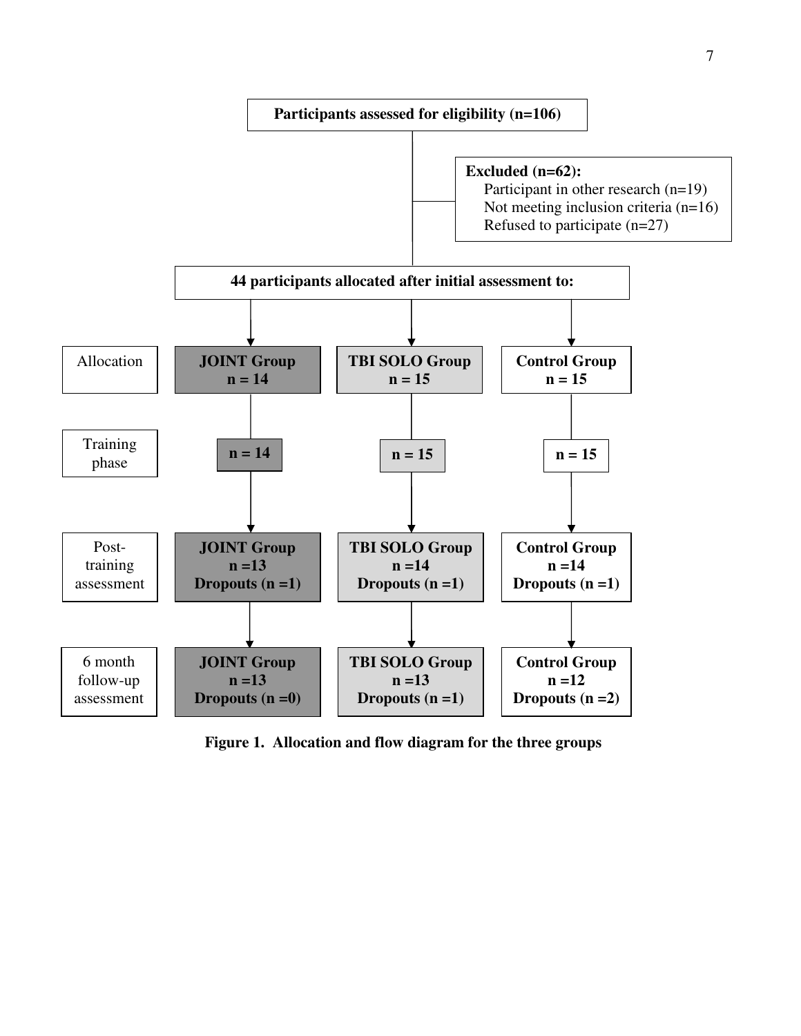**Participants assessed for eligibility (n=106)**

**Excluded (n=62):**
- Participant in other research (n=19)
- Not meeting inclusion criteria (n=16)
- Refused to participate (n=27)

**44 participants allocated after initial assessment to:**

| | | | |
|---|---|---|---|
| Allocation | **JOINT Group n = 14** | **TBI SOLO Group n = 15** | **Control Group n = 15** |
| Training phase | **n = 14** | **n = 15** | **n = 15** |
| Post-training assessment | **JOINT Group n =13 Dropouts (n =1)** | **TBI SOLO Group n =14 Dropouts (n =1)** | **Control Group n =14 Dropouts (n =1)** |
| 6 month follow-up assessment | **JOINT Group n =13 Dropouts (n =0)** | **TBI SOLO Group n =13 Dropouts (n =1)** | **Control Group n =12 Dropouts (n =2)** |

**Figure 1. Allocation and flow diagram for the three groups**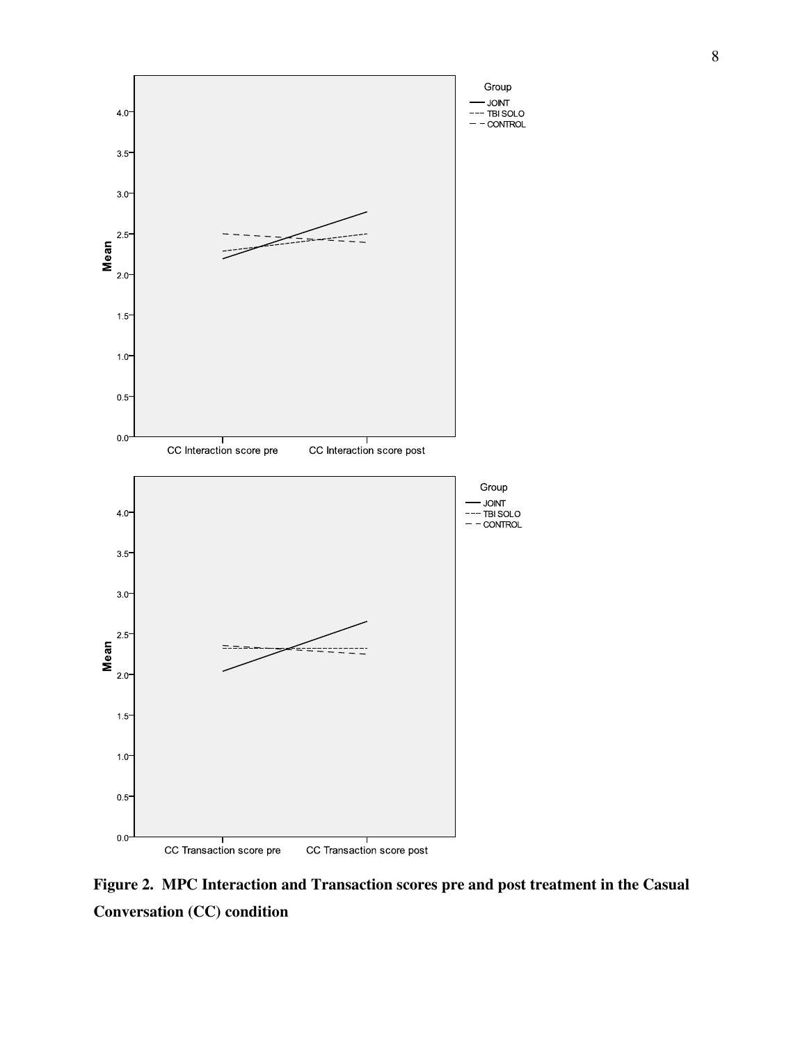**Figure 2. MPC Interaction and Transaction scores pre and post treatment in the Casual Conversation (CC) condition**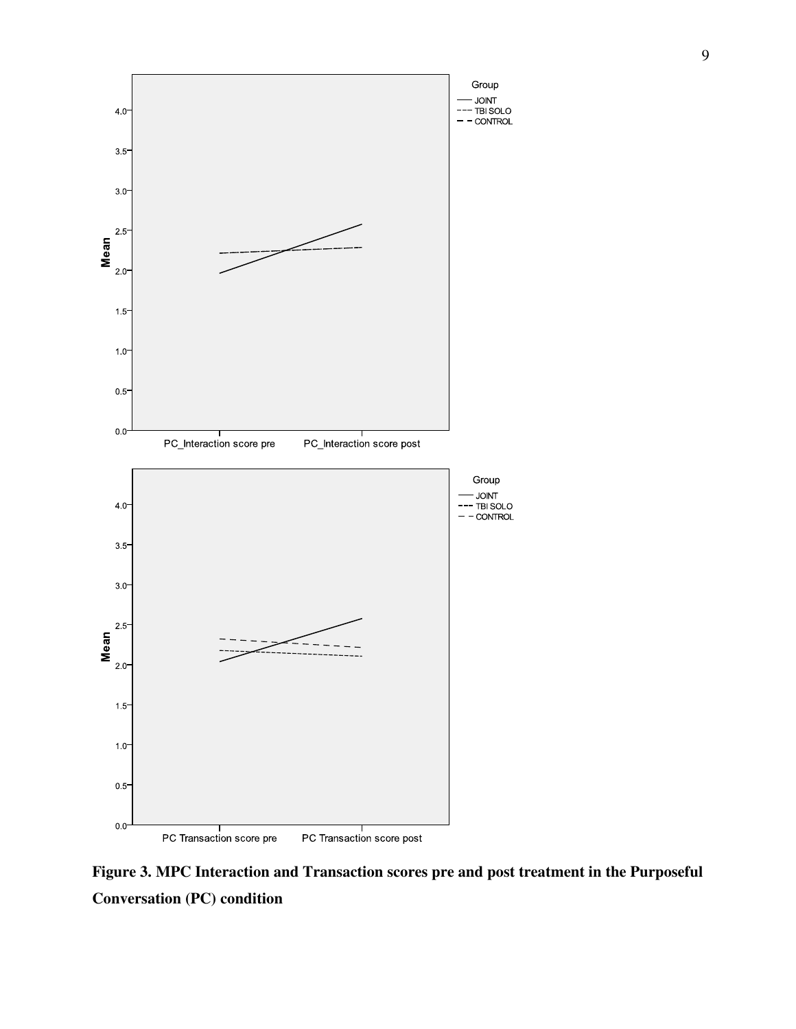Group
JOINT
TBI SOLO
CONTROL

4.0
3.5
3.0
2.5
2.0
1.5
1.0
0.5
0.0

Mean

PC_Interaction score pre
PC_Interaction score post

Group
JOINT
TBI SOLO
CONTROL

4.0
3.5
3.0
2.5
2.0
1.5
1.0
0.5
0.0

Mean

PC Transaction score pre
PC Transaction score post

**Figure 3. MPC Interaction and Transaction scores pre and post treatment in the Purposeful Conversation (PC) condition**